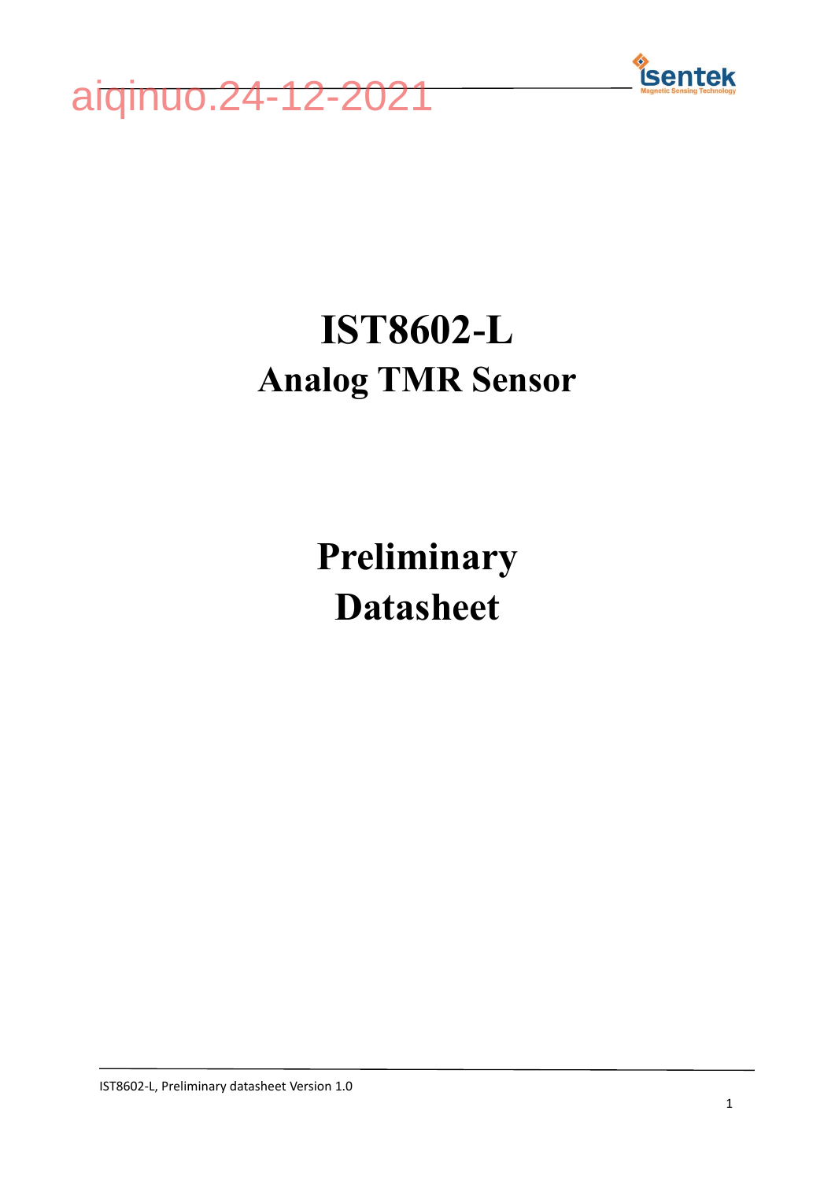# IST8602-L

## Analog TMR Sensor

# Preliminary Datasheet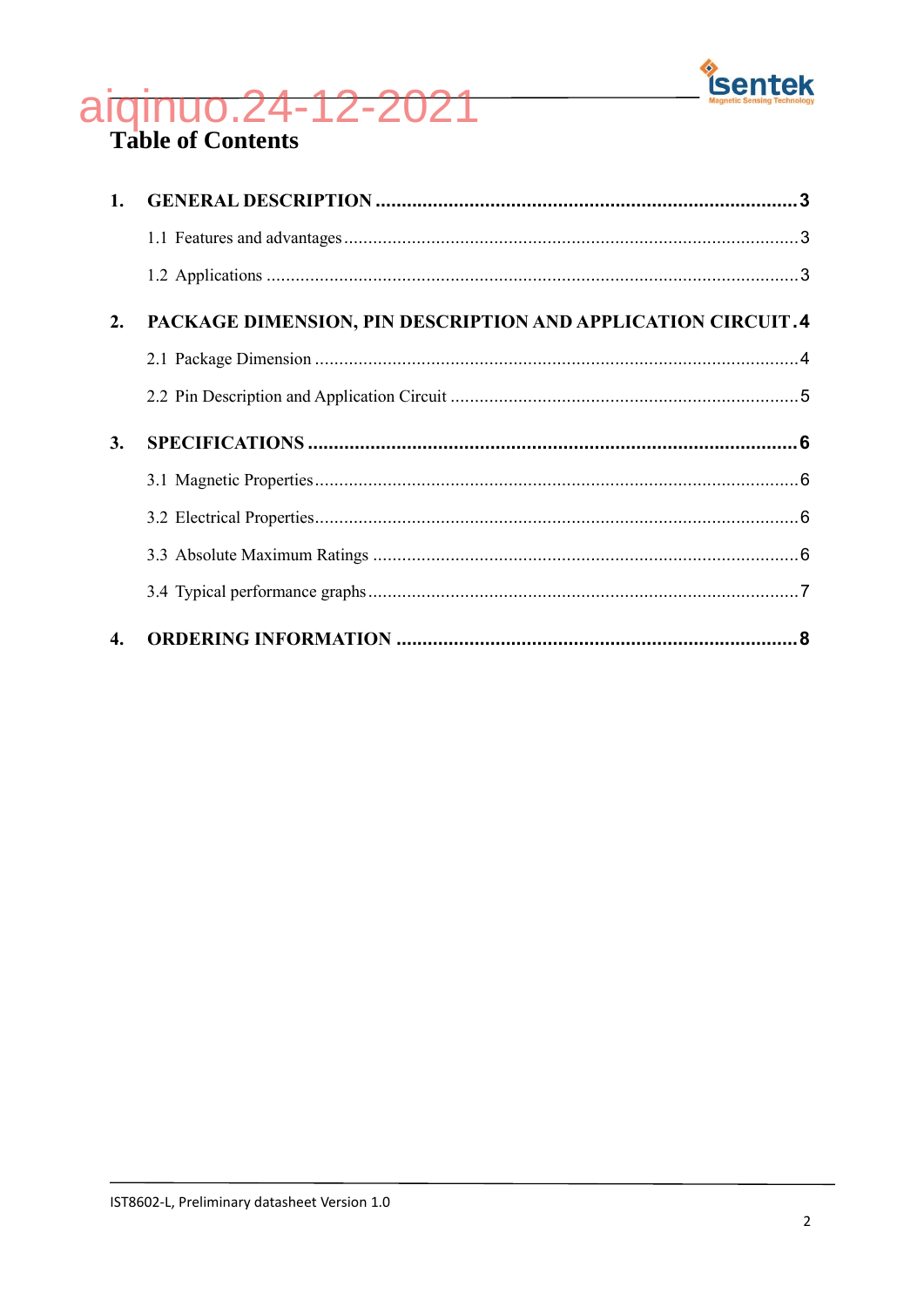# Table of Contents

1. **GENERAL DESCRIPTION** ........ 3
   - 1.1 Features and advantages ........ 3
   - 1.2 Applications ........ 3
2. **PACKAGE DIMENSION, PIN DESCRIPTION AND APPLICATION CIRCUIT** ........ 4
   - 2.1 Package Dimension ........ 4
   - 2.2 Pin Description and Application Circuit ........ 5
3. **SPECIFICATIONS** ........ 6
   - 3.1 Magnetic Properties ........ 6
   - 3.2 Electrical Properties ........ 6
   - 3.3 Absolute Maximum Ratings ........ 6
   - 3.4 Typical performance graphs ........ 7
4. **ORDERING INFORMATION** ........ 8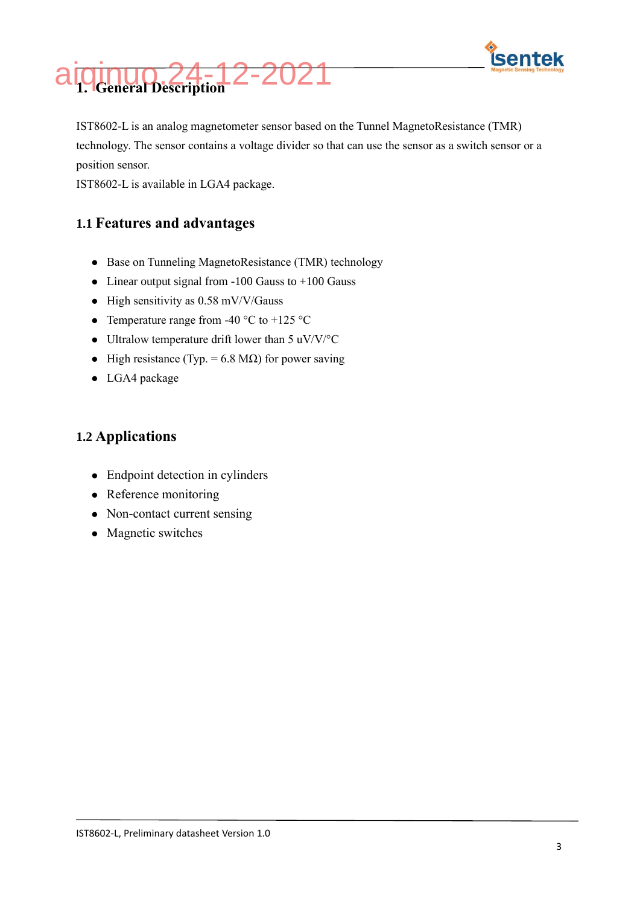# 1. General Description

IST8602-L is an analog magnetometer sensor based on the Tunnel MagnetoResistance (TMR) technology. The sensor contains a voltage divider so that can use the sensor as a switch sensor or a position sensor.

IST8602-L is available in LGA4 package.

## 1.1 Features and advantages

- Base on Tunneling MagnetoResistance (TMR) technology
- Linear output signal from -100 Gauss to +100 Gauss
- High sensitivity as 0.58 mV/V/Gauss
- Temperature range from -40 °C to +125 °C
- Ultralow temperature drift lower than 5 uV/V/°C
- High resistance (Typ. = 6.8 MΩ) for power saving
- LGA4 package

## 1.2 Applications

- Endpoint detection in cylinders
- Reference monitoring
- Non-contact current sensing
- Magnetic switches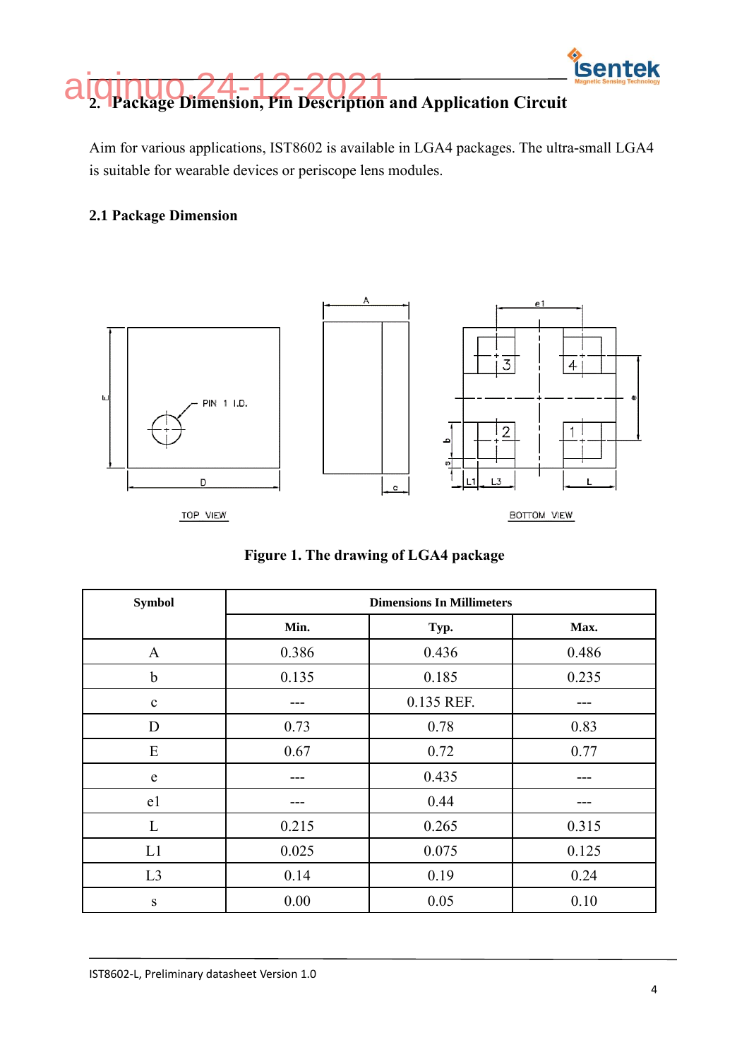## 2. Package Dimension, Pin Description and Application Circuit

Aim for various applications, IST8602 is available in LGA4 packages. The ultra-small LGA4 is suitable for wearable devices or periscope lens modules.

### 2.1 Package Dimension

Figure 1. The drawing of LGA4 package

| Symbol | Dimensions In Millimeters | | |
|---|---|---|---|
| | Min. | Typ. | Max. |
| A | 0.386 | 0.436 | 0.486 |
| b | 0.135 | 0.185 | 0.235 |
| c | --- | 0.135 REF. | --- |
| D | 0.73 | 0.78 | 0.83 |
| E | 0.67 | 0.72 | 0.77 |
| e | --- | 0.435 | --- |
| e1 | --- | 0.44 | --- |
| L | 0.215 | 0.265 | 0.315 |
| L1 | 0.025 | 0.075 | 0.125 |
| L3 | 0.14 | 0.19 | 0.24 |
| s | 0.00 | 0.05 | 0.10 |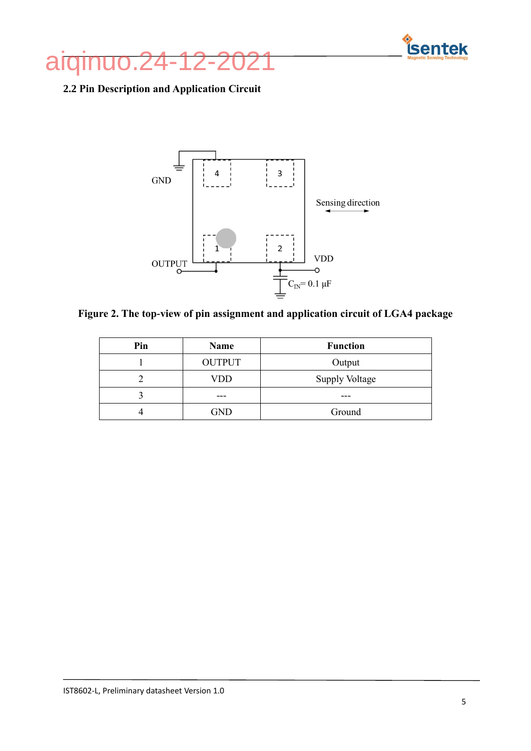## 2.2 Pin Description and Application Circuit

**Figure 2. The top-view of pin assignment and application circuit of LGA4 package**

| Pin | Name | Function |
|---|---|---|
| 1 | OUTPUT | Output |
| 2 | VDD | Supply Voltage |
| 3 | --- | --- |
| 4 | GND | Ground |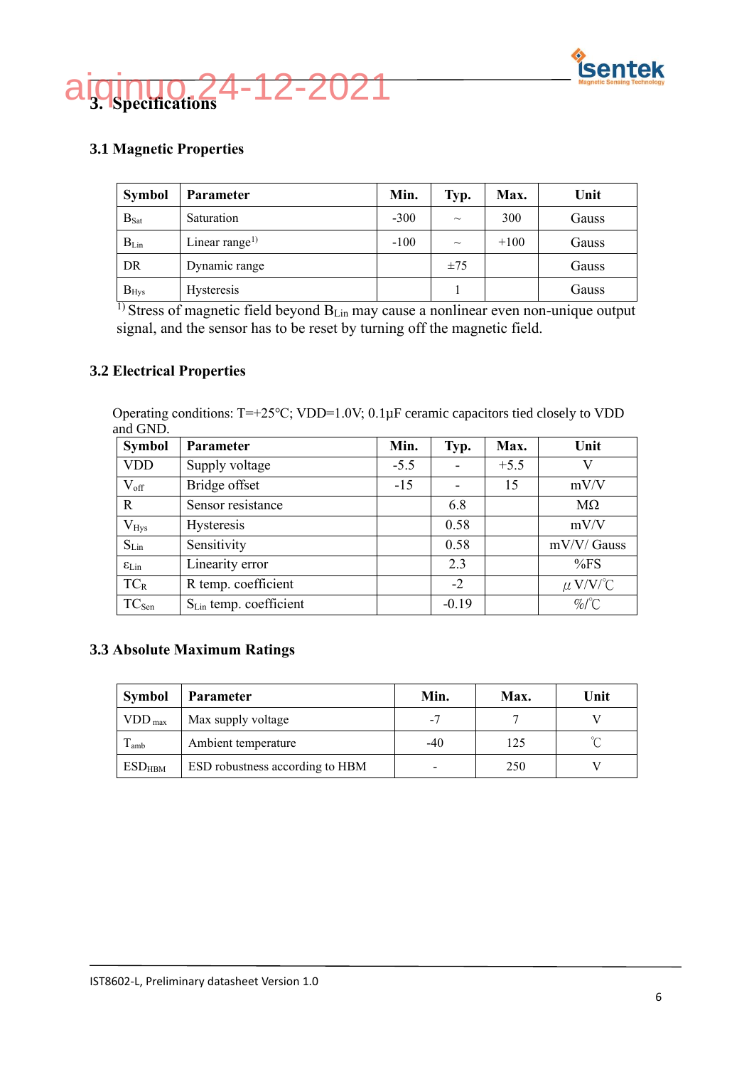# 3. Specifications

## 3.1 Magnetic Properties

| Symbol | Parameter | Min. | Typ. | Max. | Unit |
|---|---|---|---|---|---|
| $B_{Sat}$ | Saturation | -300 | ~ | 300 | Gauss |
| $B_{Lin}$ | Linear range[1)] | -100 | ~ | +100 | Gauss |
| DR | Dynamic range | | ±75 | | Gauss |
| $B_{Hys}$ | Hysteresis | | 1 | | Gauss |

[1)] Stress of magnetic field beyond $B_{Lin}$ may cause a nonlinear even non-unique output signal, and the sensor has to be reset by turning off the magnetic field.

## 3.2 Electrical Properties

Operating conditions: T=+25℃; VDD=1.0V; 0.1µF ceramic capacitors tied closely to VDD and GND.

| Symbol | Parameter | Min. | Typ. | Max. | Unit |
|---|---|---|---|---|---|
| VDD | Supply voltage | -5.5 | - | +5.5 | V |
| $V_{off}$ | Bridge offset | -15 | - | 15 | mV/V |
| R | Sensor resistance | | 6.8 | | MΩ |
| $V_{Hys}$ | Hysteresis | | 0.58 | | mV/V |
| $S_{Lin}$ | Sensitivity | | 0.58 | | mV/V/ Gauss |
| $\varepsilon_{Lin}$ | Linearity error | | 2.3 | | %FS |
| $TC_R$ | R temp. coefficient | | -2 | | µV/V/℃ |
| $TC_{Sen}$ | $S_{Lin}$ temp. coefficient | | -0.19 | | %/℃ |

## 3.3 Absolute Maximum Ratings

| Symbol | Parameter | Min. | Max. | Unit |
|---|---|---|---|---|
| $VDD_{max}$ | Max supply voltage | -7 | 7 | V |
| $T_{amb}$ | Ambient temperature | -40 | 125 | ℃ |
| $ESD_{HBM}$ | ESD robustness according to HBM | - | 250 | V |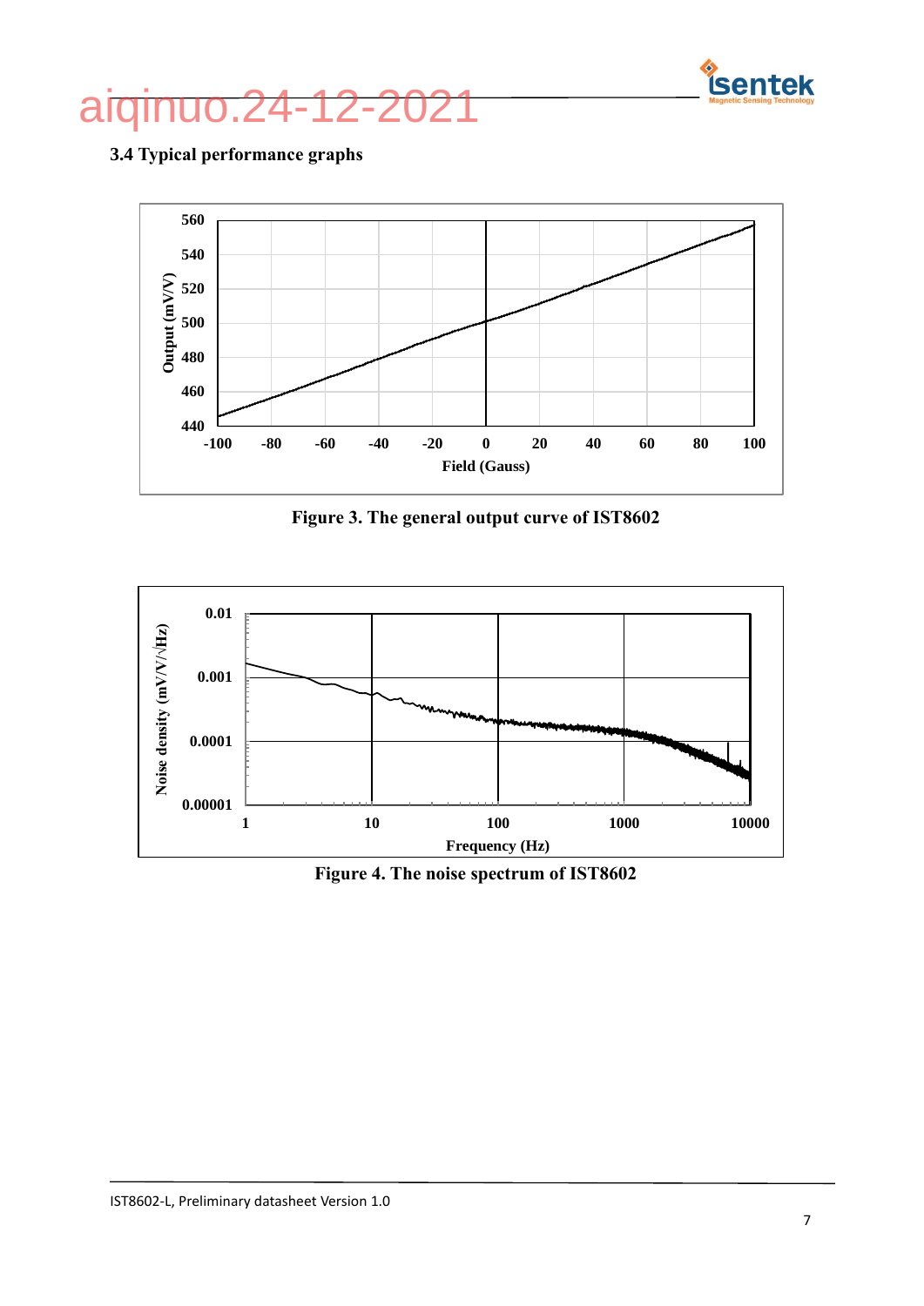### 3.4 Typical performance graphs

Figure 3. The general output curve of IST8602

Figure 4. The noise spectrum of IST8602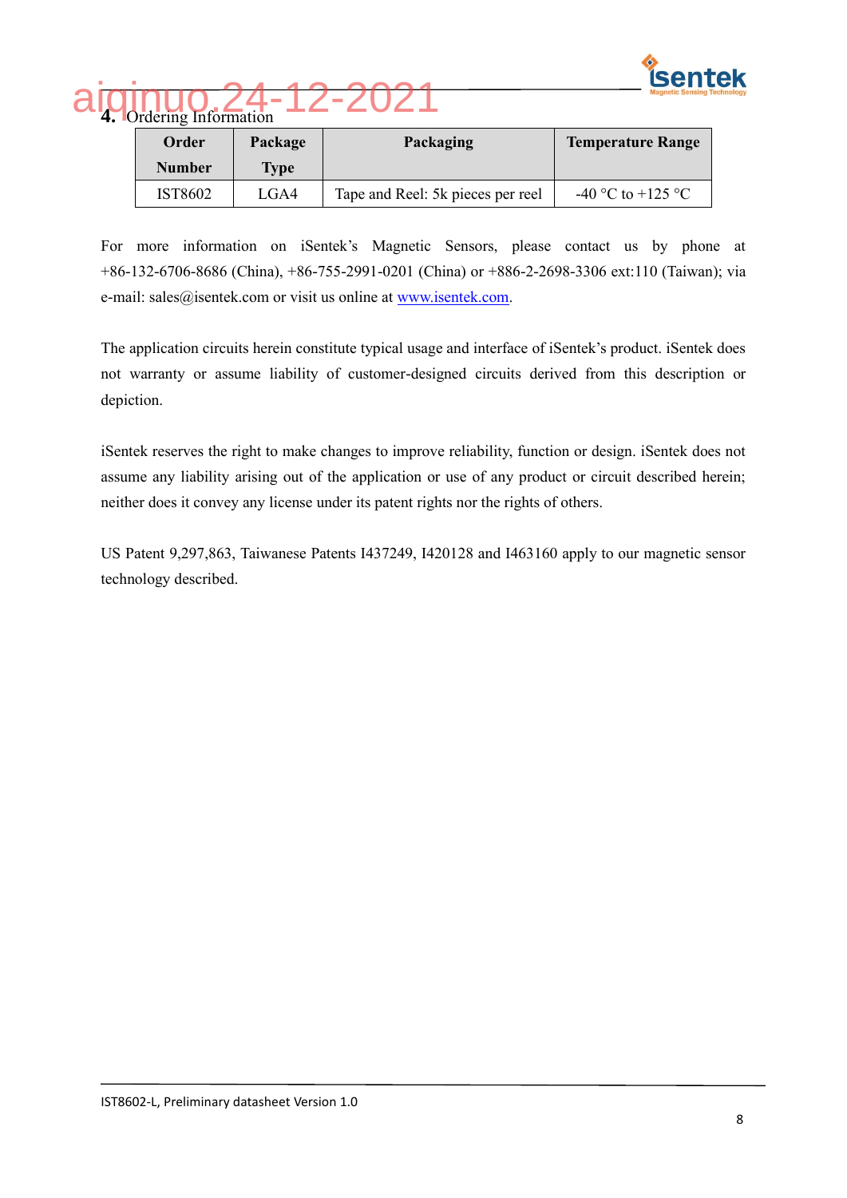## 4. Ordering Information

| Order Number | Package Type | Packaging | Temperature Range |
|---|---|---|---|
| IST8602 | LGA4 | Tape and Reel: 5k pieces per reel | -40 °C to +125 °C |

For more information on iSentek's Magnetic Sensors, please contact us by phone at +86-132-6706-8686 (China), +86-755-2991-0201 (China) or +886-2-2698-3306 ext:110 (Taiwan); via e-mail: sales@isentek.com or visit us online at www.isentek.com.

The application circuits herein constitute typical usage and interface of iSentek's product. iSentek does not warranty or assume liability of customer-designed circuits derived from this description or depiction.

iSentek reserves the right to make changes to improve reliability, function or design. iSentek does not assume any liability arising out of the application or use of any product or circuit described herein; neither does it convey any license under its patent rights nor the rights of others.

US Patent 9,297,863, Taiwanese Patents I437249, I420128 and I463160 apply to our magnetic sensor technology described.